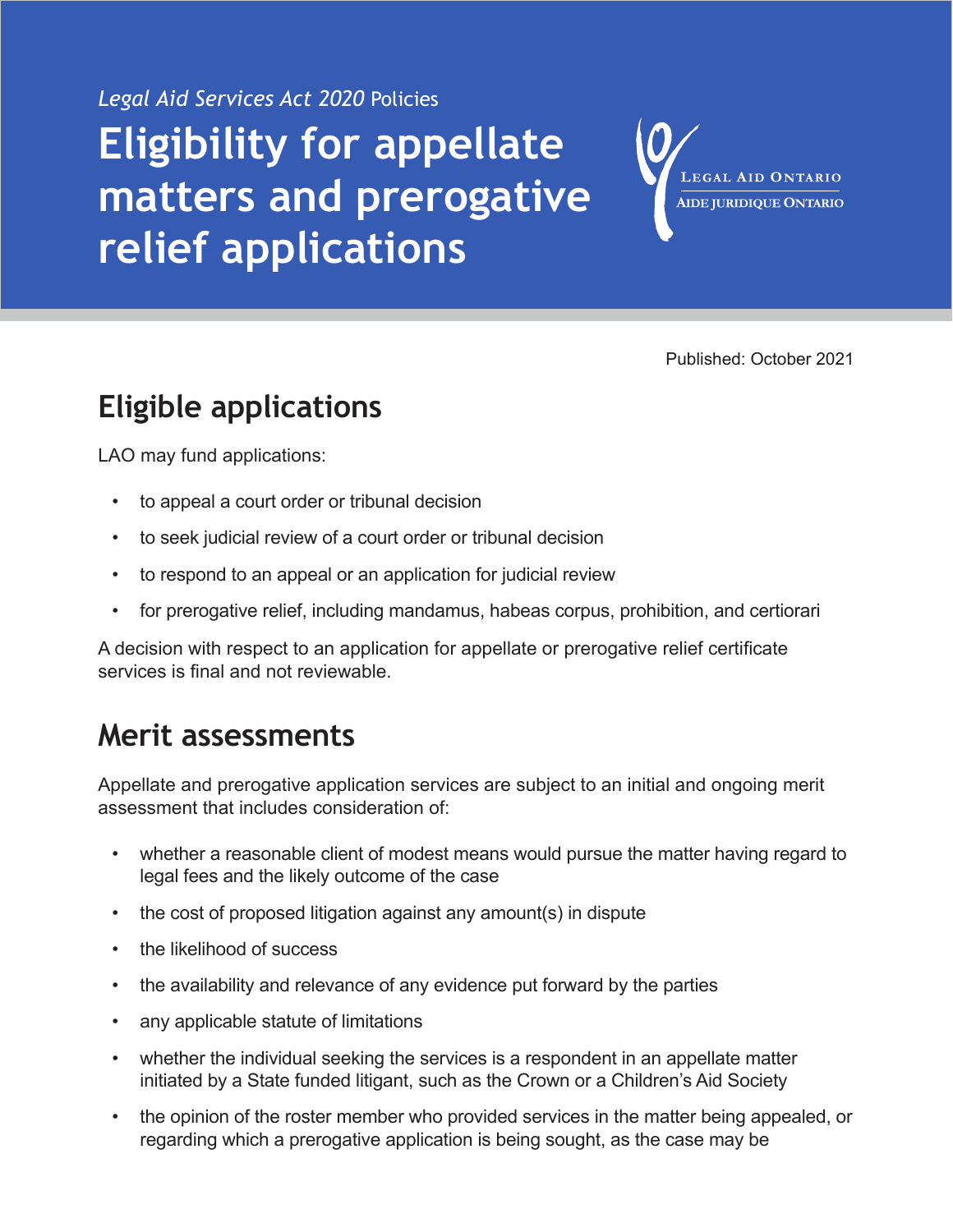*Legal Aid Services Act 2020* Policies

# Eligibility for appellate matters and prerogative relief applications

Published: October 2021

## Eligible applications

LAO may fund applications:

- to appeal a court order or tribunal decision
- to seek judicial review of a court order or tribunal decision
- to respond to an appeal or an application for judicial review
- for prerogative relief, including mandamus, habeas corpus, prohibition, and certiorari

A decision with respect to an application for appellate or prerogative relief certificate services is final and not reviewable.

## Merit assessments

Appellate and prerogative application services are subject to an initial and ongoing merit assessment that includes consideration of:

- whether a reasonable client of modest means would pursue the matter having regard to legal fees and the likely outcome of the case
- the cost of proposed litigation against any amount(s) in dispute
- the likelihood of success
- the availability and relevance of any evidence put forward by the parties
- any applicable statute of limitations
- whether the individual seeking the services is a respondent in an appellate matter initiated by a State funded litigant, such as the Crown or a Children's Aid Society
- the opinion of the roster member who provided services in the matter being appealed, or regarding which a prerogative application is being sought, as the case may be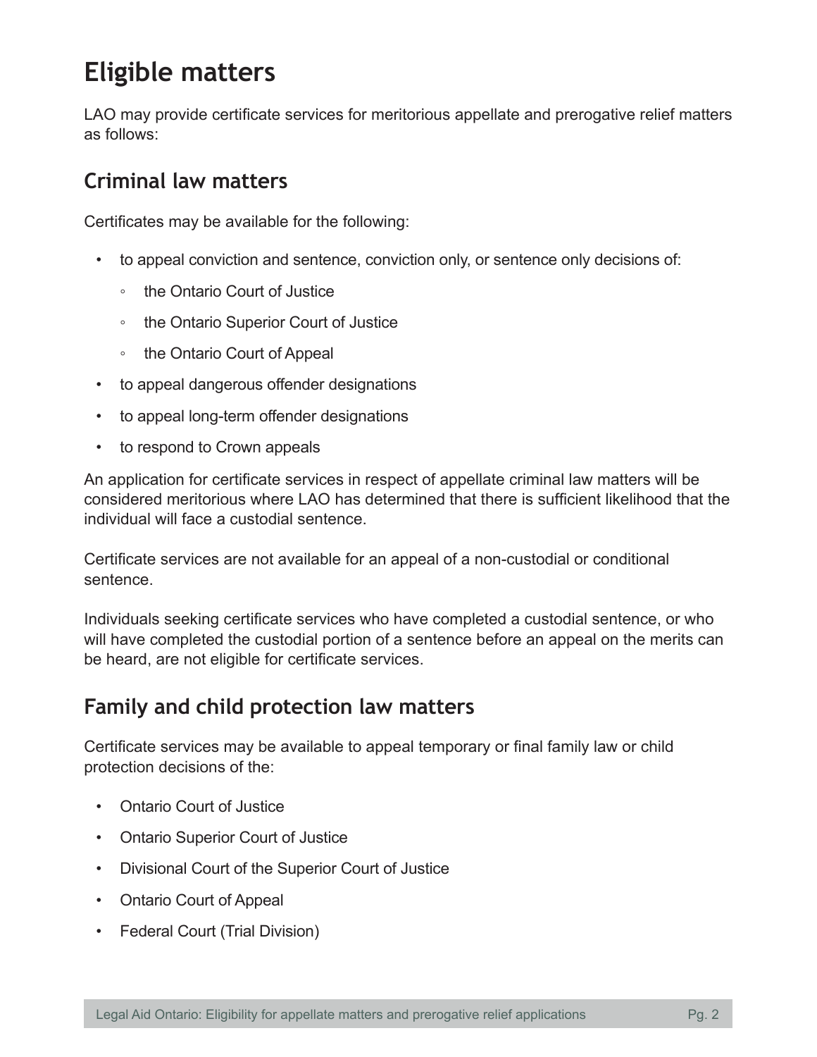# Eligible matters

LAO may provide certificate services for meritorious appellate and prerogative relief matters as follows:

## Criminal law matters

Certificates may be available for the following:

- to appeal conviction and sentence, conviction only, or sentence only decisions of:
  - the Ontario Court of Justice
  - the Ontario Superior Court of Justice
  - the Ontario Court of Appeal
- to appeal dangerous offender designations
- to appeal long-term offender designations
- to respond to Crown appeals

An application for certificate services in respect of appellate criminal law matters will be considered meritorious where LAO has determined that there is sufficient likelihood that the individual will face a custodial sentence.

Certificate services are not available for an appeal of a non-custodial or conditional sentence.

Individuals seeking certificate services who have completed a custodial sentence, or who will have completed the custodial portion of a sentence before an appeal on the merits can be heard, are not eligible for certificate services.

## Family and child protection law matters

Certificate services may be available to appeal temporary or final family law or child protection decisions of the:

- Ontario Court of Justice
- Ontario Superior Court of Justice
- Divisional Court of the Superior Court of Justice
- Ontario Court of Appeal
- Federal Court (Trial Division)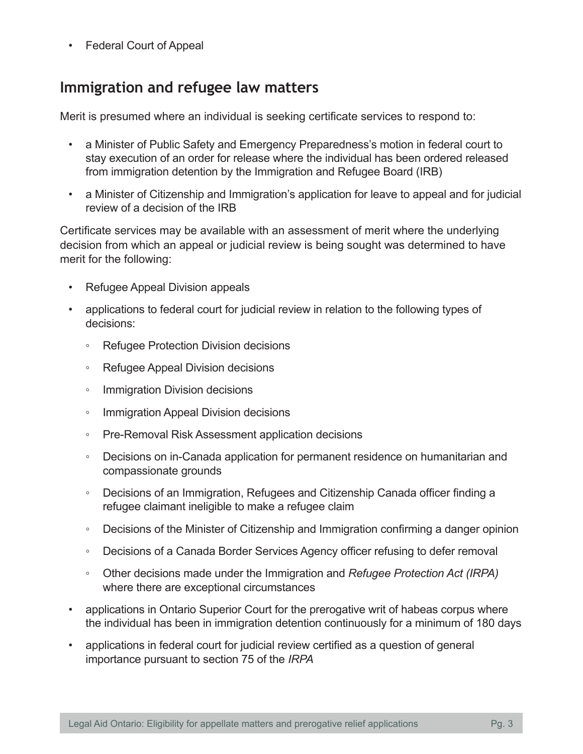- Federal Court of Appeal

## Immigration and refugee law matters

Merit is presumed where an individual is seeking certificate services to respond to:

- a Minister of Public Safety and Emergency Preparedness's motion in federal court to stay execution of an order for release where the individual has been ordered released from immigration detention by the Immigration and Refugee Board (IRB)
- a Minister of Citizenship and Immigration's application for leave to appeal and for judicial review of a decision of the IRB

Certificate services may be available with an assessment of merit where the underlying decision from which an appeal or judicial review is being sought was determined to have merit for the following:

- Refugee Appeal Division appeals
- applications to federal court for judicial review in relation to the following types of decisions:
  - Refugee Protection Division decisions
  - Refugee Appeal Division decisions
  - Immigration Division decisions
  - Immigration Appeal Division decisions
  - Pre-Removal Risk Assessment application decisions
  - Decisions on in-Canada application for permanent residence on humanitarian and compassionate grounds
  - Decisions of an Immigration, Refugees and Citizenship Canada officer finding a refugee claimant ineligible to make a refugee claim
  - Decisions of the Minister of Citizenship and Immigration confirming a danger opinion
  - Decisions of a Canada Border Services Agency officer refusing to defer removal
  - Other decisions made under the Immigration and *Refugee Protection Act (IRPA)* where there are exceptional circumstances
- applications in Ontario Superior Court for the prerogative writ of habeas corpus where the individual has been in immigration detention continuously for a minimum of 180 days
- applications in federal court for judicial review certified as a question of general importance pursuant to section 75 of the *IRPA*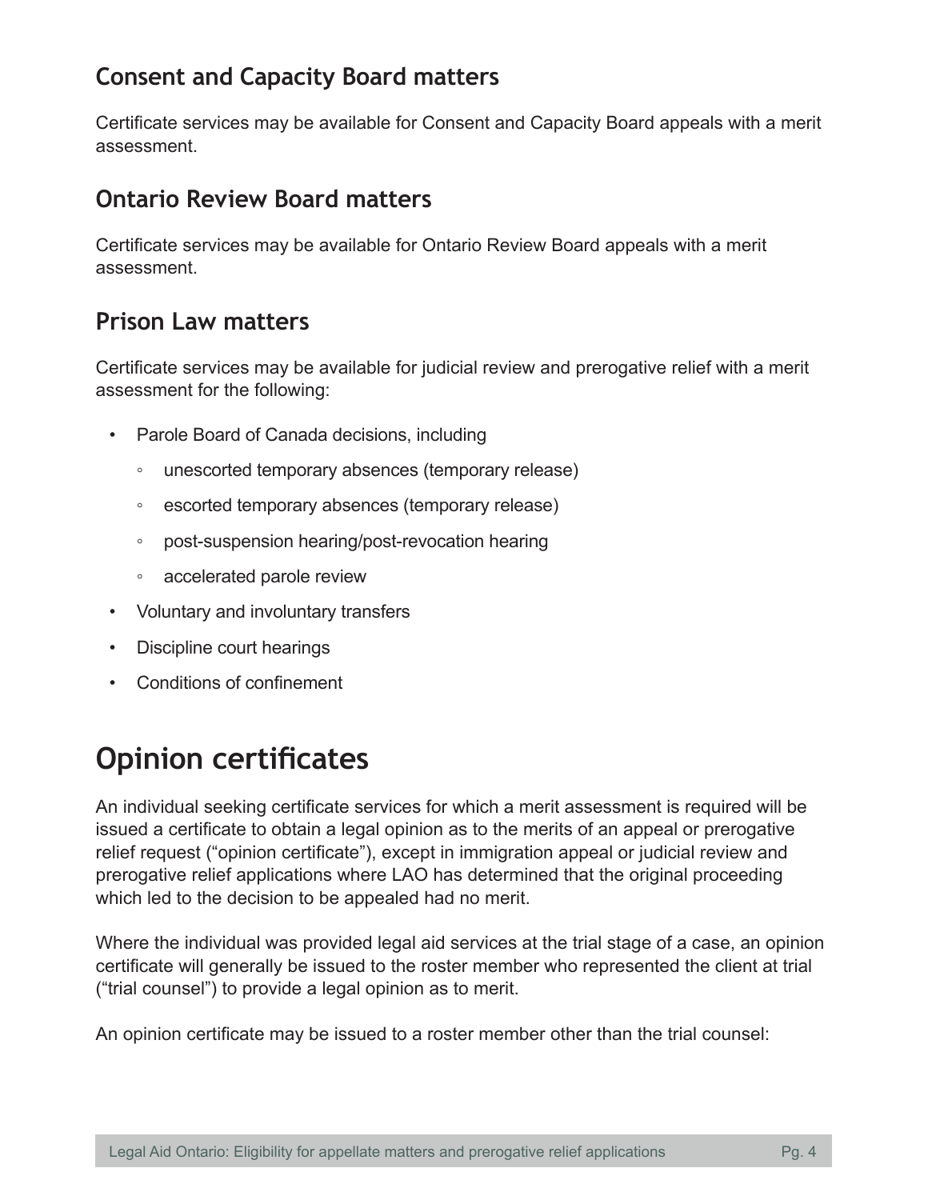## Consent and Capacity Board matters

Certificate services may be available for Consent and Capacity Board appeals with a merit assessment.

## Ontario Review Board matters

Certificate services may be available for Ontario Review Board appeals with a merit assessment.

## Prison Law matters

Certificate services may be available for judicial review and prerogative relief with a merit assessment for the following:

- Parole Board of Canada decisions, including
  - unescorted temporary absences (temporary release)
  - escorted temporary absences (temporary release)
  - post-suspension hearing/post-revocation hearing
  - accelerated parole review
- Voluntary and involuntary transfers
- Discipline court hearings
- Conditions of confinement

# Opinion certificates

An individual seeking certificate services for which a merit assessment is required will be issued a certificate to obtain a legal opinion as to the merits of an appeal or prerogative relief request ("opinion certificate"), except in immigration appeal or judicial review and prerogative relief applications where LAO has determined that the original proceeding which led to the decision to be appealed had no merit.

Where the individual was provided legal aid services at the trial stage of a case, an opinion certificate will generally be issued to the roster member who represented the client at trial ("trial counsel") to provide a legal opinion as to merit.

An opinion certificate may be issued to a roster member other than the trial counsel: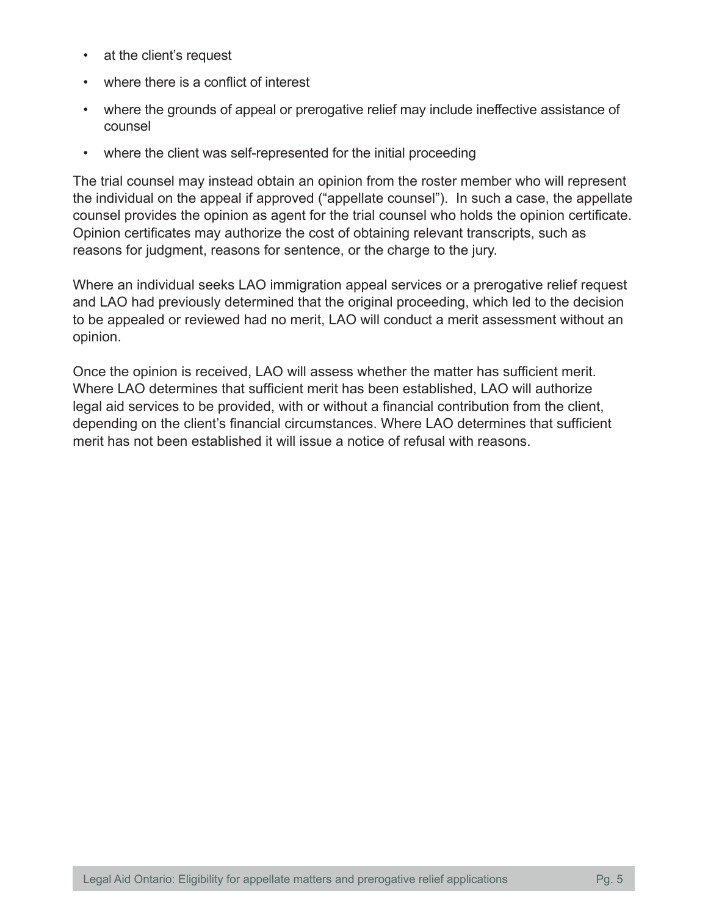- at the client's request
- where there is a conflict of interest
- where the grounds of appeal or prerogative relief may include ineffective assistance of counsel
- where the client was self-represented for the initial proceeding

The trial counsel may instead obtain an opinion from the roster member who will represent the individual on the appeal if approved ("appellate counsel"). In such a case, the appellate counsel provides the opinion as agent for the trial counsel who holds the opinion certificate. Opinion certificates may authorize the cost of obtaining relevant transcripts, such as reasons for judgment, reasons for sentence, or the charge to the jury.

Where an individual seeks LAO immigration appeal services or a prerogative relief request and LAO had previously determined that the original proceeding, which led to the decision to be appealed or reviewed had no merit, LAO will conduct a merit assessment without an opinion.

Once the opinion is received, LAO will assess whether the matter has sufficient merit. Where LAO determines that sufficient merit has been established, LAO will authorize legal aid services to be provided, with or without a financial contribution from the client, depending on the client's financial circumstances. Where LAO determines that sufficient merit has not been established it will issue a notice of refusal with reasons.